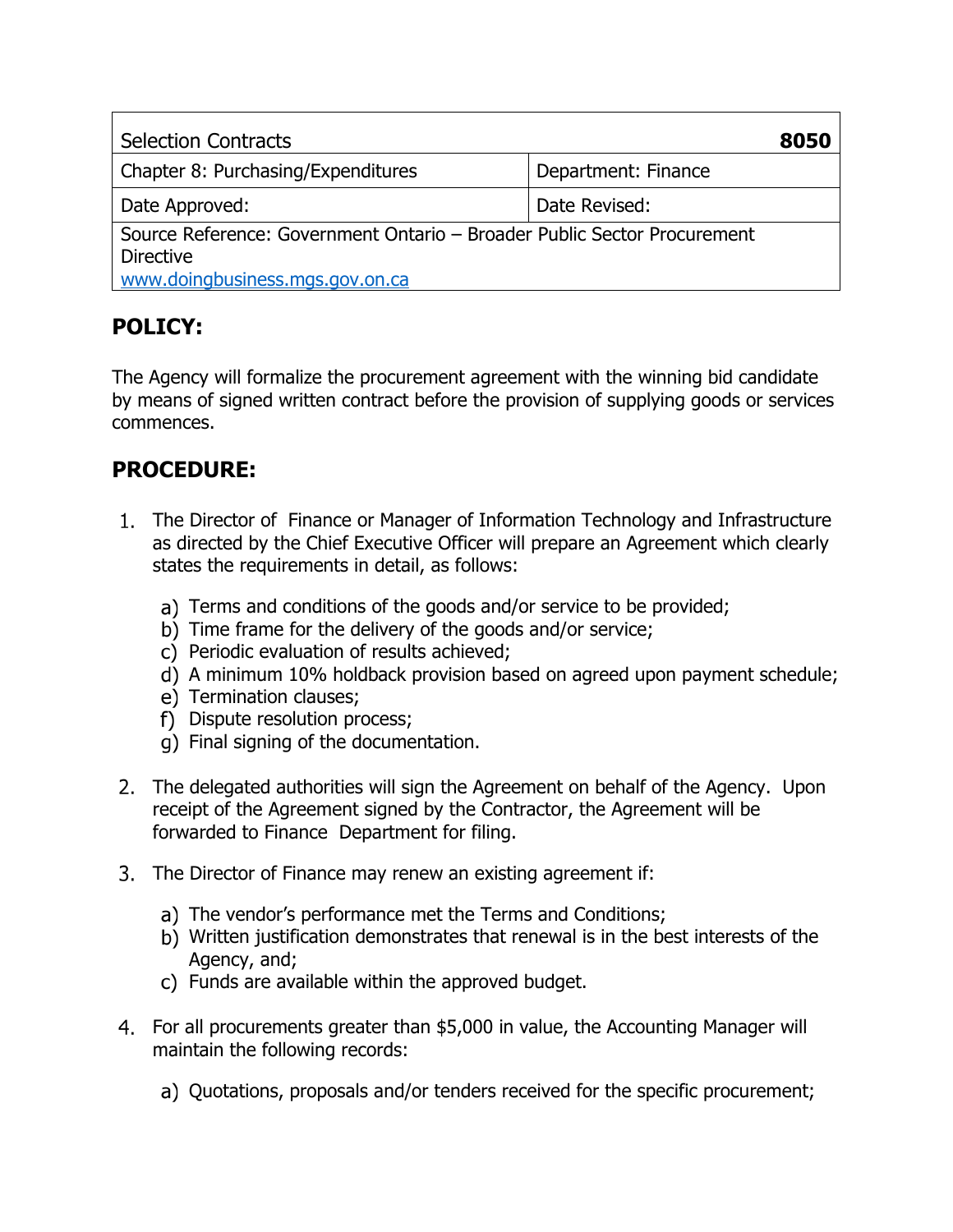| Selection Contracts | **8050** |
|---|---|
| Chapter 8: Purchasing/Expenditures | Department: Finance |
| Date Approved: | Date Revised: |
| Source Reference: Government Ontario – Broader Public Sector Procurement Directive<br>www.doingbusiness.mgs.gov.on.ca | |

## POLICY:

The Agency will formalize the procurement agreement with the winning bid candidate by means of signed written contract before the provision of supplying goods or services commences.

## PROCEDURE:

1. The Director of Finance or Manager of Information Technology and Infrastructure as directed by the Chief Executive Officer will prepare an Agreement which clearly states the requirements in detail, as follows:

   a) Terms and conditions of the goods and/or service to be provided;
   b) Time frame for the delivery of the goods and/or service;
   c) Periodic evaluation of results achieved;
   d) A minimum 10% holdback provision based on agreed upon payment schedule;
   e) Termination clauses;
   f) Dispute resolution process;
   g) Final signing of the documentation.

2. The delegated authorities will sign the Agreement on behalf of the Agency. Upon receipt of the Agreement signed by the Contractor, the Agreement will be forwarded to Finance Department for filing.

3. The Director of Finance may renew an existing agreement if:

   a) The vendor's performance met the Terms and Conditions;
   b) Written justification demonstrates that renewal is in the best interests of the Agency, and;
   c) Funds are available within the approved budget.

4. For all procurements greater than $5,000 in value, the Accounting Manager will maintain the following records:

   a) Quotations, proposals and/or tenders received for the specific procurement;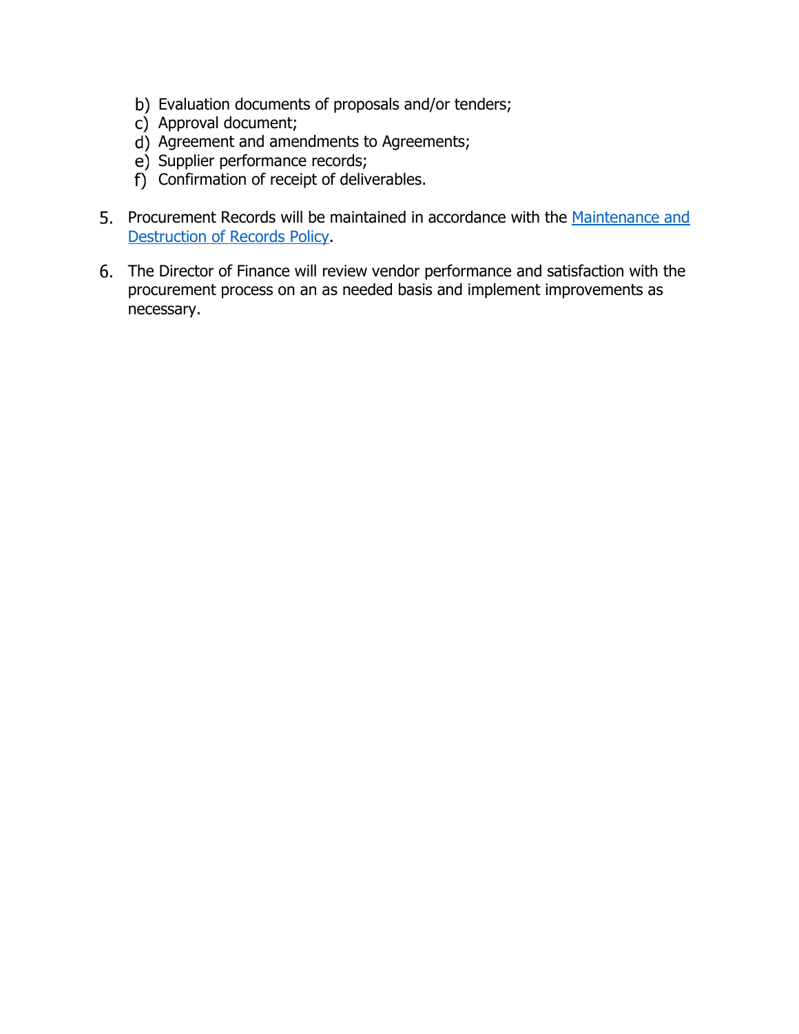b) Evaluation documents of proposals and/or tenders;
c) Approval document;
d) Agreement and amendments to Agreements;
e) Supplier performance records;
f) Confirmation of receipt of deliverables.

5. Procurement Records will be maintained in accordance with the Maintenance and Destruction of Records Policy.

6. The Director of Finance will review vendor performance and satisfaction with the procurement process on an as needed basis and implement improvements as necessary.